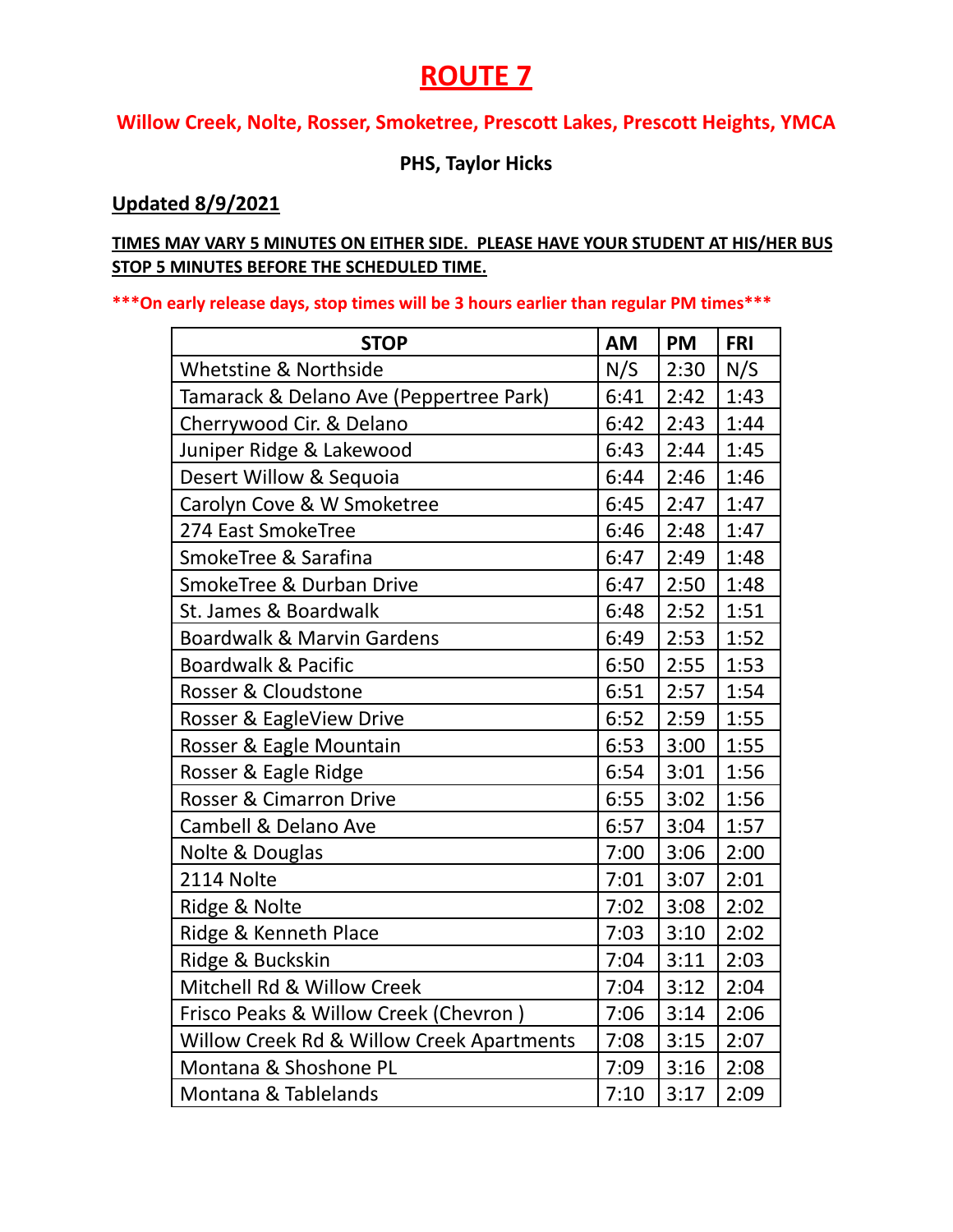# ROUTE 7

**Willow Creek, Nolte, Rosser, Smoketree, Prescott Lakes, Prescott Heights, YMCA**

**PHS, Taylor Hicks**

**Updated 8/9/2021**

**TIMES MAY VARY 5 MINUTES ON EITHER SIDE. PLEASE HAVE YOUR STUDENT AT HIS/HER BUS STOP 5 MINUTES BEFORE THE SCHEDULED TIME.**

**\*\*\*On early release days, stop times will be 3 hours earlier than regular PM times\*\*\***

| STOP | AM | PM | FRI |
|---|---|---|---|
| Whetstine & Northside | N/S | 2:30 | N/S |
| Tamarack & Delano Ave (Peppertree Park) | 6:41 | 2:42 | 1:43 |
| Cherrywood Cir. & Delano | 6:42 | 2:43 | 1:44 |
| Juniper Ridge & Lakewood | 6:43 | 2:44 | 1:45 |
| Desert Willow & Sequoia | 6:44 | 2:46 | 1:46 |
| Carolyn Cove & W Smoketree | 6:45 | 2:47 | 1:47 |
| 274 East SmokeTree | 6:46 | 2:48 | 1:47 |
| SmokeTree & Sarafina | 6:47 | 2:49 | 1:48 |
| SmokeTree & Durban Drive | 6:47 | 2:50 | 1:48 |
| St. James & Boardwalk | 6:48 | 2:52 | 1:51 |
| Boardwalk & Marvin Gardens | 6:49 | 2:53 | 1:52 |
| Boardwalk & Pacific | 6:50 | 2:55 | 1:53 |
| Rosser & Cloudstone | 6:51 | 2:57 | 1:54 |
| Rosser & EagleView Drive | 6:52 | 2:59 | 1:55 |
| Rosser & Eagle Mountain | 6:53 | 3:00 | 1:55 |
| Rosser & Eagle Ridge | 6:54 | 3:01 | 1:56 |
| Rosser & Cimarron Drive | 6:55 | 3:02 | 1:56 |
| Cambell & Delano Ave | 6:57 | 3:04 | 1:57 |
| Nolte & Douglas | 7:00 | 3:06 | 2:00 |
| 2114 Nolte | 7:01 | 3:07 | 2:01 |
| Ridge & Nolte | 7:02 | 3:08 | 2:02 |
| Ridge & Kenneth Place | 7:03 | 3:10 | 2:02 |
| Ridge & Buckskin | 7:04 | 3:11 | 2:03 |
| Mitchell Rd & Willow Creek | 7:04 | 3:12 | 2:04 |
| Frisco Peaks & Willow Creek (Chevron ) | 7:06 | 3:14 | 2:06 |
| Willow Creek Rd & Willow Creek Apartments | 7:08 | 3:15 | 2:07 |
| Montana & Shoshone PL | 7:09 | 3:16 | 2:08 |
| Montana & Tablelands | 7:10 | 3:17 | 2:09 |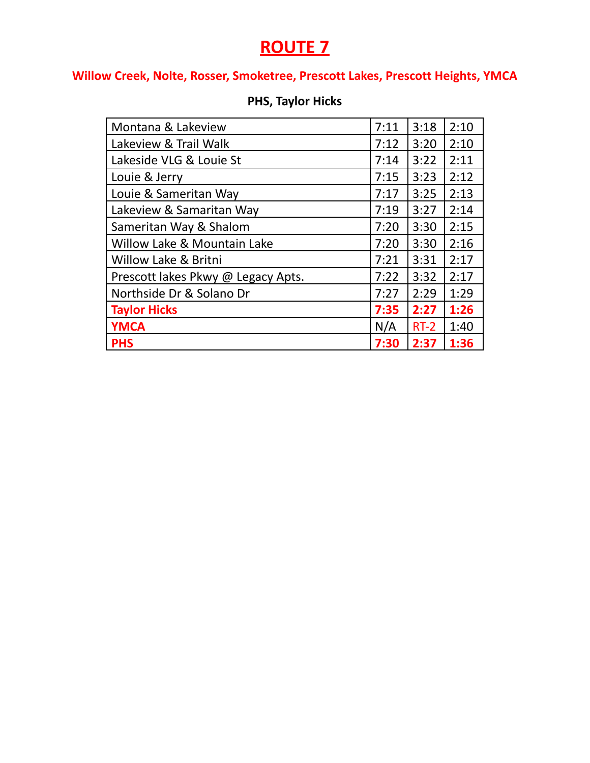# ROUTE 7

## Willow Creek, Nolte, Rosser, Smoketree, Prescott Lakes, Prescott Heights, YMCA

### PHS, Taylor Hicks

| | | | |
|---|---|---|---|
| Montana & Lakeview | 7:11 | 3:18 | 2:10 |
| Lakeview & Trail Walk | 7:12 | 3:20 | 2:10 |
| Lakeside VLG & Louie St | 7:14 | 3:22 | 2:11 |
| Louie & Jerry | 7:15 | 3:23 | 2:12 |
| Louie & Sameritan Way | 7:17 | 3:25 | 2:13 |
| Lakeview & Samaritan Way | 7:19 | 3:27 | 2:14 |
| Sameritan Way & Shalom | 7:20 | 3:30 | 2:15 |
| Willow Lake & Mountain Lake | 7:20 | 3:30 | 2:16 |
| Willow Lake & Britni | 7:21 | 3:31 | 2:17 |
| Prescott lakes Pkwy @ Legacy Apts. | 7:22 | 3:32 | 2:17 |
| Northside Dr & Solano Dr | 7:27 | 2:29 | 1:29 |
| **Taylor Hicks** | **7:35** | **2:27** | **1:26** |
| **YMCA** | N/A | RT-2 | 1:40 |
| **PHS** | **7:30** | **2:37** | **1:36** |